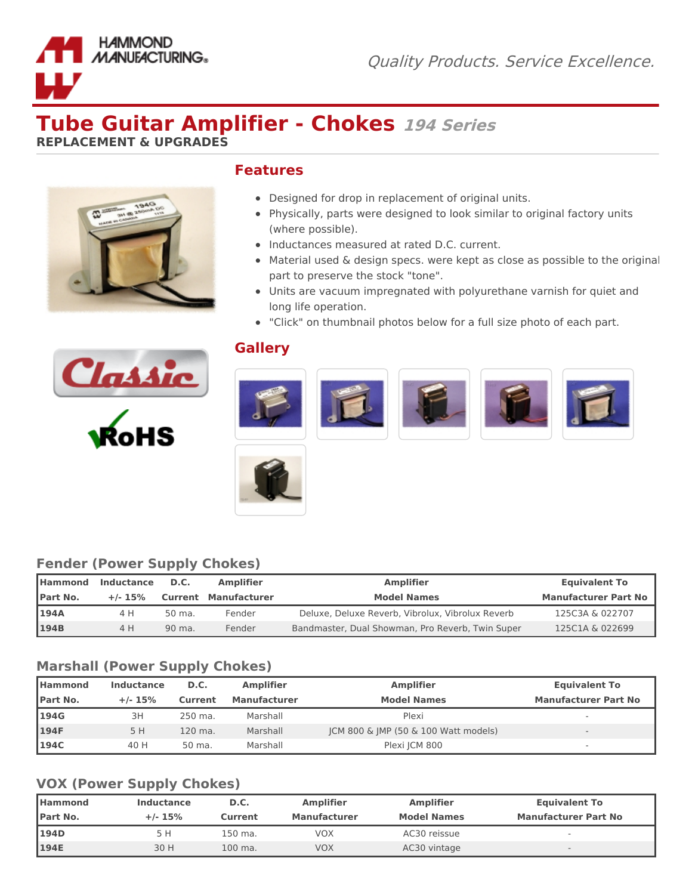HAMMOND MANUFACTURING®

*Quality Products. Service Excellence.*

# Tube Guitar Amplifier - Chokes *194 Series*

**REPLACEMENT & UPGRADES**

## Features

- Designed for drop in replacement of original units.
- Physically, parts were designed to look similar to original factory units (where possible).
- Inductances measured at rated D.C. current.
- Material used & design specs. were kept as close as possible to the original part to preserve the stock "tone".
- Units are vacuum impregnated with polyurethane varnish for quiet and long life operation.
- "Click" on thumbnail photos below for a full size photo of each part.

## Gallery

## Fender (Power Supply Chokes)

| Hammond Part No. | Inductance +/- 15% | D.C. Current | Amplifier Manufacturer | Amplifier Model Names | Equivalent To Manufacturer Part No |
|---|---|---|---|---|---|
| **194A** | 4 H | 50 ma. | Fender | Deluxe, Deluxe Reverb, Vibrolux, Vibrolux Reverb | 125C3A & 022707 |
| **194B** | 4 H | 90 ma. | Fender | Bandmaster, Dual Showman, Pro Reverb, Twin Super | 125C1A & 022699 |

## Marshall (Power Supply Chokes)

| Hammond Part No. | Inductance +/- 15% | D.C. Current | Amplifier Manufacturer | Amplifier Model Names | Equivalent To Manufacturer Part No |
|---|---|---|---|---|---|
| **194G** | 3H | 250 ma. | Marshall | Plexi | - |
| **194F** | 5 H | 120 ma. | Marshall | JCM 800 & JMP (50 & 100 Watt models) | - |
| **194C** | 40 H | 50 ma. | Marshall | Plexi JCM 800 | - |

## VOX (Power Supply Chokes)

| Hammond Part No. | Inductance +/- 15% | D.C. Current | Amplifier Manufacturer | Amplifier Model Names | Equivalent To Manufacturer Part No |
|---|---|---|---|---|---|
| **194D** | 5 H | 150 ma. | VOX | AC30 reissue | - |
| **194E** | 30 H | 100 ma. | VOX | AC30 vintage | - |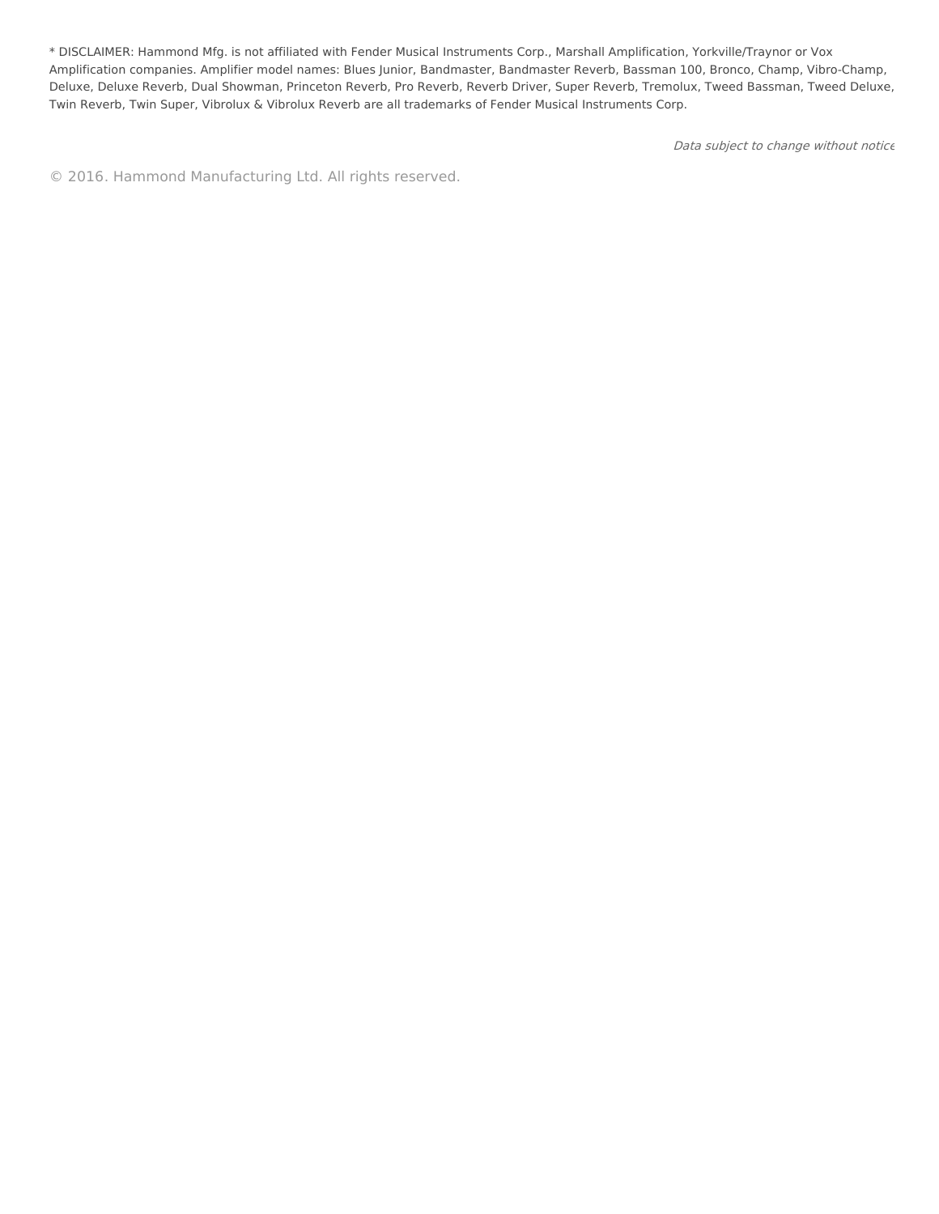* DISCLAIMER: Hammond Mfg. is not affiliated with Fender Musical Instruments Corp., Marshall Amplification, Yorkville/Traynor or Vox Amplification companies. Amplifier model names: Blues Junior, Bandmaster, Bandmaster Reverb, Bassman 100, Bronco, Champ, Vibro-Champ, Deluxe, Deluxe Reverb, Dual Showman, Princeton Reverb, Pro Reverb, Reverb Driver, Super Reverb, Tremolux, Tweed Bassman, Tweed Deluxe, Twin Reverb, Twin Super, Vibrolux & Vibrolux Reverb are all trademarks of Fender Musical Instruments Corp.

*Data subject to change without notice*

© 2016. Hammond Manufacturing Ltd. All rights reserved.